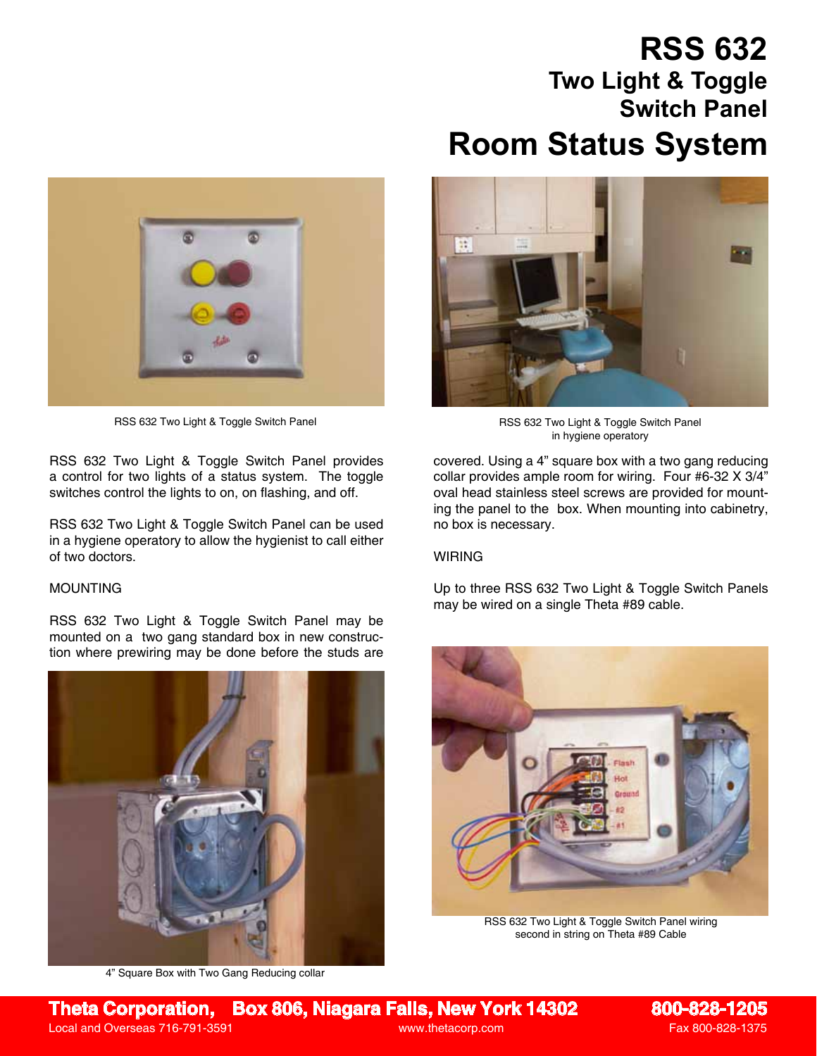# RSS 632

## Two Light & Toggle Switch Panel

# Room Status System

RSS 632 Two Light & Toggle Switch Panel

RSS 632 Two Light & Toggle Switch Panel in hygiene operatory

RSS 632 Two Light & Toggle Switch Panel provides a control for two lights of a status system. The toggle switches control the lights to on, on flashing, and off.

RSS 632 Two Light & Toggle Switch Panel can be used in a hygiene operatory to allow the hygienist to call either of two doctors.

MOUNTING

RSS 632 Two Light & Toggle Switch Panel may be mounted on a two gang standard box in new construction where prewiring may be done before the studs are covered. Using a 4" square box with a two gang reducing collar provides ample room for wiring. Four #6-32 X 3/4" oval head stainless steel screws are provided for mounting the panel to the box. When mounting into cabinetry, no box is necessary.

WIRING

Up to three RSS 632 Two Light & Toggle Switch Panels may be wired on a single Theta #89 cable.

4" Square Box with Two Gang Reducing collar

RSS 632 Two Light & Toggle Switch Panel wiring second in string on Theta #89 Cable

**Theta Corporation, Box 806, Niagara Falls, New York 14302** **800-828-1205**

Local and Overseas 716-791-3591 www.thetacorp.com Fax 800-828-1375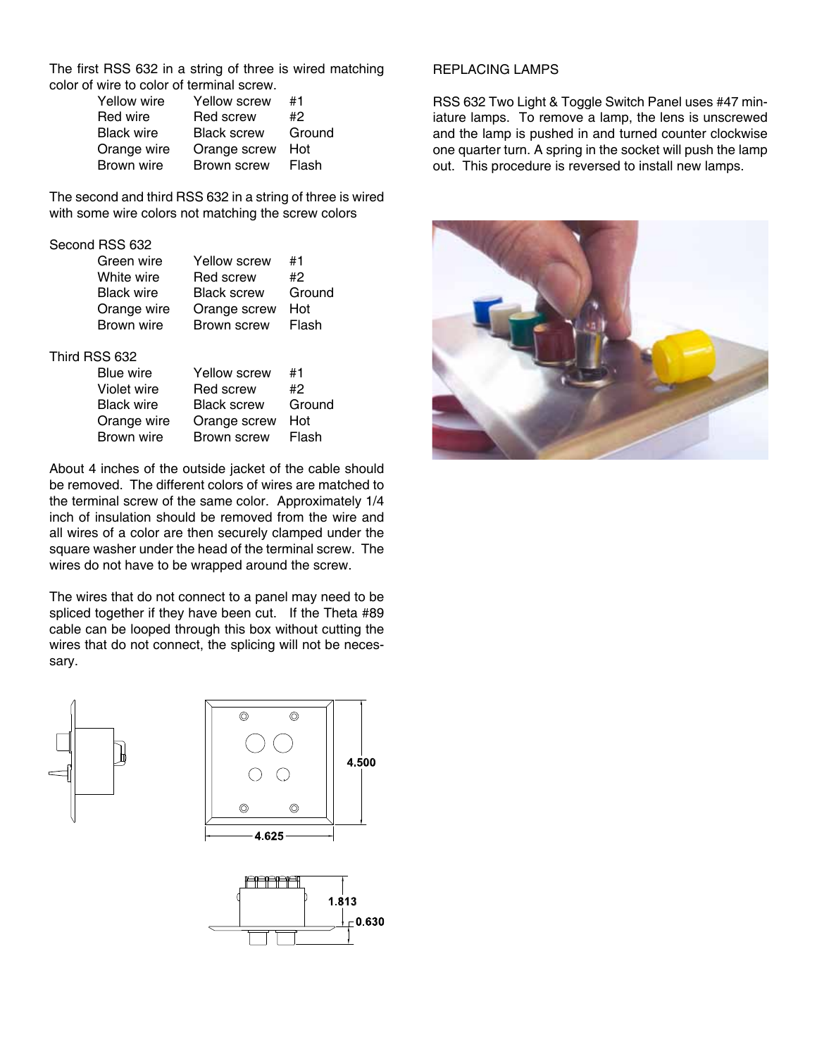The first RSS 632 in a string of three is wired matching color of wire to color of terminal screw.

| | | |
|---|---|---|
| Yellow wire | Yellow screw | #1 |
| Red wire | Red screw | #2 |
| Black wire | Black screw | Ground |
| Orange wire | Orange screw | Hot |
| Brown wire | Brown screw | Flash |

The second and third RSS 632 in a string of three is wired with some wire colors not matching the screw colors

Second RSS 632

| | | |
|---|---|---|
| Green wire | Yellow screw | #1 |
| White wire | Red screw | #2 |
| Black wire | Black screw | Ground |
| Orange wire | Orange screw | Hot |
| Brown wire | Brown screw | Flash |

Third RSS 632

| | | |
|---|---|---|
| Blue wire | Yellow screw | #1 |
| Violet wire | Red screw | #2 |
| Black wire | Black screw | Ground |
| Orange wire | Orange screw | Hot |
| Brown wire | Brown screw | Flash |

About 4 inches of the outside jacket of the cable should be removed. The different colors of wires are matched to the terminal screw of the same color. Approximately 1/4 inch of insulation should be removed from the wire and all wires of a color are then securely clamped under the square washer under the head of the terminal screw. The wires do not have to be wrapped around the screw.

The wires that do not connect to a panel may need to be spliced together if they have been cut. If the Theta #89 cable can be looped through this box without cutting the wires that do not connect, the splicing will not be necessary.

4.500

4.625

1.813

0.630

REPLACING LAMPS

RSS 632 Two Light & Toggle Switch Panel uses #47 miniature lamps. To remove a lamp, the lens is unscrewed and the lamp is pushed in and turned counter clockwise one quarter turn. A spring in the socket will push the lamp out. This procedure is reversed to install new lamps.